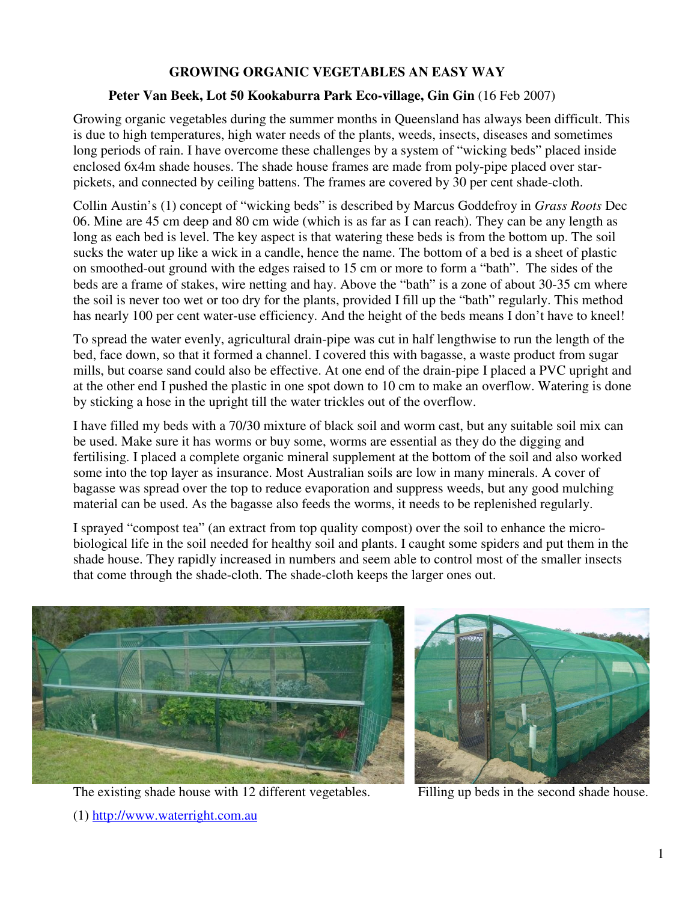# GROWING ORGANIC VEGETABLES AN EASY WAY

**Peter Van Beek, Lot 50 Kookaburra Park Eco-village, Gin Gin** (16 Feb 2007)

Growing organic vegetables during the summer months in Queensland has always been difficult. This is due to high temperatures, high water needs of the plants, weeds, insects, diseases and sometimes long periods of rain. I have overcome these challenges by a system of "wicking beds" placed inside enclosed 6x4m shade houses. The shade house frames are made from poly-pipe placed over star-pickets, and connected by ceiling battens. The frames are covered by 30 per cent shade-cloth.

Collin Austin's (1) concept of "wicking beds" is described by Marcus Goddefroy in *Grass Roots* Dec 06. Mine are 45 cm deep and 80 cm wide (which is as far as I can reach). They can be any length as long as each bed is level. The key aspect is that watering these beds is from the bottom up. The soil sucks the water up like a wick in a candle, hence the name. The bottom of a bed is a sheet of plastic on smoothed-out ground with the edges raised to 15 cm or more to form a "bath". The sides of the beds are a frame of stakes, wire netting and hay. Above the "bath" is a zone of about 30-35 cm where the soil is never too wet or too dry for the plants, provided I fill up the "bath" regularly. This method has nearly 100 per cent water-use efficiency. And the height of the beds means I don't have to kneel!

To spread the water evenly, agricultural drain-pipe was cut in half lengthwise to run the length of the bed, face down, so that it formed a channel. I covered this with bagasse, a waste product from sugar mills, but coarse sand could also be effective. At one end of the drain-pipe I placed a PVC upright and at the other end I pushed the plastic in one spot down to 10 cm to make an overflow. Watering is done by sticking a hose in the upright till the water trickles out of the overflow.

I have filled my beds with a 70/30 mixture of black soil and worm cast, but any suitable soil mix can be used. Make sure it has worms or buy some, worms are essential as they do the digging and fertilising. I placed a complete organic mineral supplement at the bottom of the soil and also worked some into the top layer as insurance. Most Australian soils are low in many minerals. A cover of bagasse was spread over the top to reduce evaporation and suppress weeds, but any good mulching material can be used. As the bagasse also feeds the worms, it needs to be replenished regularly.

I sprayed "compost tea" (an extract from top quality compost) over the soil to enhance the micro-biological life in the soil needed for healthy soil and plants. I caught some spiders and put them in the shade house. They rapidly increased in numbers and seem able to control most of the smaller insects that come through the shade-cloth. The shade-cloth keeps the larger ones out.

The existing shade house with 12 different vegetables.

Filling up beds in the second shade house.

(1) http://www.waterright.com.au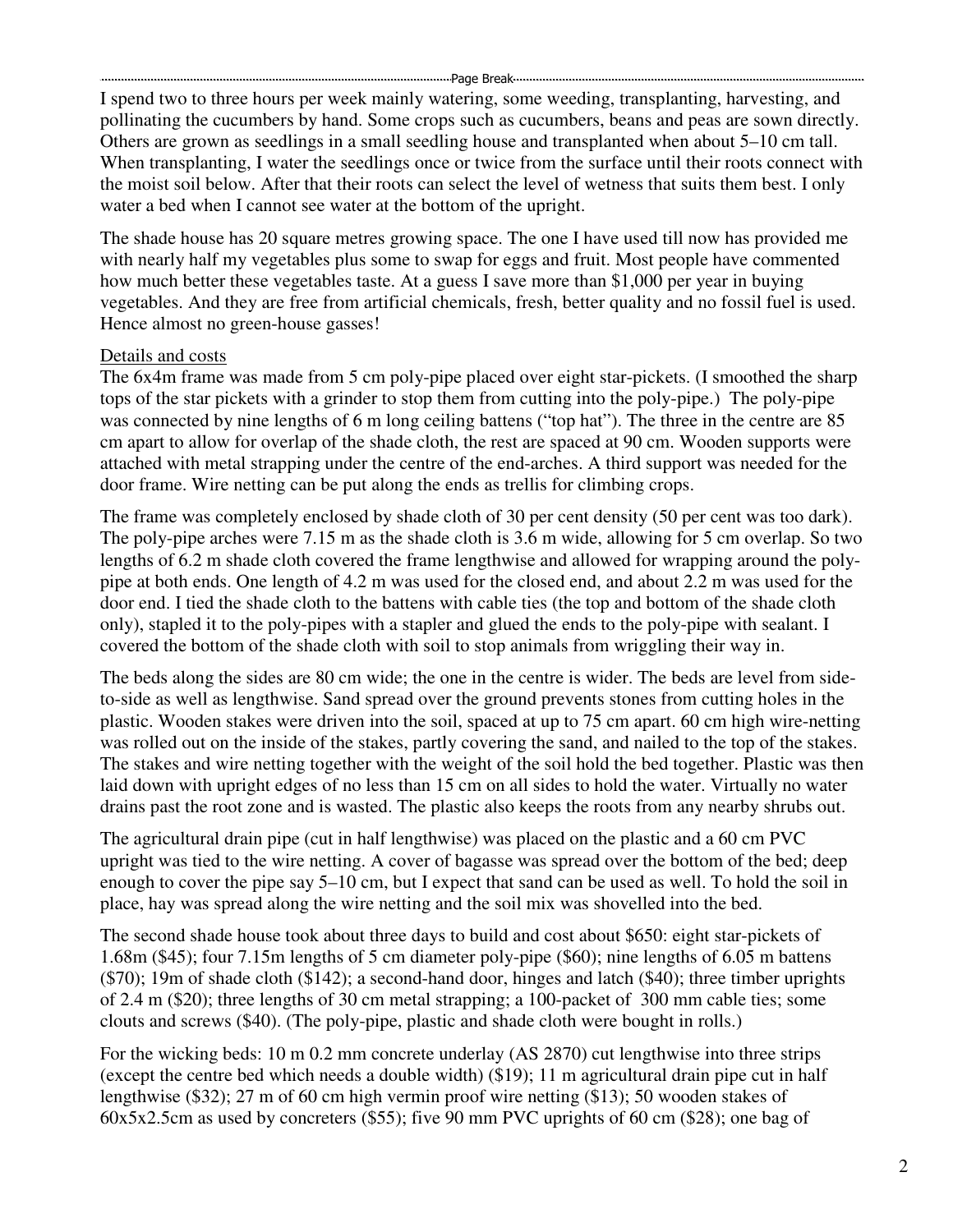I spend two to three hours per week mainly watering, some weeding, transplanting, harvesting, and pollinating the cucumbers by hand. Some crops such as cucumbers, beans and peas are sown directly. Others are grown as seedlings in a small seedling house and transplanted when about 5–10 cm tall. When transplanting, I water the seedlings once or twice from the surface until their roots connect with the moist soil below. After that their roots can select the level of wetness that suits them best. I only water a bed when I cannot see water at the bottom of the upright.

The shade house has 20 square metres growing space. The one I have used till now has provided me with nearly half my vegetables plus some to swap for eggs and fruit. Most people have commented how much better these vegetables taste. At a guess I save more than $1,000 per year in buying vegetables. And they are free from artificial chemicals, fresh, better quality and no fossil fuel is used. Hence almost no green-house gasses!

Details and costs

The 6x4m frame was made from 5 cm poly-pipe placed over eight star-pickets. (I smoothed the sharp tops of the star pickets with a grinder to stop them from cutting into the poly-pipe.) The poly-pipe was connected by nine lengths of 6 m long ceiling battens ("top hat"). The three in the centre are 85 cm apart to allow for overlap of the shade cloth, the rest are spaced at 90 cm. Wooden supports were attached with metal strapping under the centre of the end-arches. A third support was needed for the door frame. Wire netting can be put along the ends as trellis for climbing crops.

The frame was completely enclosed by shade cloth of 30 per cent density (50 per cent was too dark). The poly-pipe arches were 7.15 m as the shade cloth is 3.6 m wide, allowing for 5 cm overlap. So two lengths of 6.2 m shade cloth covered the frame lengthwise and allowed for wrapping around the poly-pipe at both ends. One length of 4.2 m was used for the closed end, and about 2.2 m was used for the door end. I tied the shade cloth to the battens with cable ties (the top and bottom of the shade cloth only), stapled it to the poly-pipes with a stapler and glued the ends to the poly-pipe with sealant. I covered the bottom of the shade cloth with soil to stop animals from wriggling their way in.

The beds along the sides are 80 cm wide; the one in the centre is wider. The beds are level from side-to-side as well as lengthwise. Sand spread over the ground prevents stones from cutting holes in the plastic. Wooden stakes were driven into the soil, spaced at up to 75 cm apart. 60 cm high wire-netting was rolled out on the inside of the stakes, partly covering the sand, and nailed to the top of the stakes. The stakes and wire netting together with the weight of the soil hold the bed together. Plastic was then laid down with upright edges of no less than 15 cm on all sides to hold the water. Virtually no water drains past the root zone and is wasted. The plastic also keeps the roots from any nearby shrubs out.

The agricultural drain pipe (cut in half lengthwise) was placed on the plastic and a 60 cm PVC upright was tied to the wire netting. A cover of bagasse was spread over the bottom of the bed; deep enough to cover the pipe say 5–10 cm, but I expect that sand can be used as well. To hold the soil in place, hay was spread along the wire netting and the soil mix was shovelled into the bed.

The second shade house took about three days to build and cost about $650: eight star-pickets of 1.68m ($45); four 7.15m lengths of 5 cm diameter poly-pipe ($60); nine lengths of 6.05 m battens ($70); 19m of shade cloth ($142); a second-hand door, hinges and latch ($40); three timber uprights of 2.4 m ($20); three lengths of 30 cm metal strapping; a 100-packet of 300 mm cable ties; some clouts and screws ($40). (The poly-pipe, plastic and shade cloth were bought in rolls.)

For the wicking beds: 10 m 0.2 mm concrete underlay (AS 2870) cut lengthwise into three strips (except the centre bed which needs a double width) ($19); 11 m agricultural drain pipe cut in half lengthwise ($32); 27 m of 60 cm high vermin proof wire netting ($13); 50 wooden stakes of 60x5x2.5cm as used by concreters ($55); five 90 mm PVC uprights of 60 cm ($28); one bag of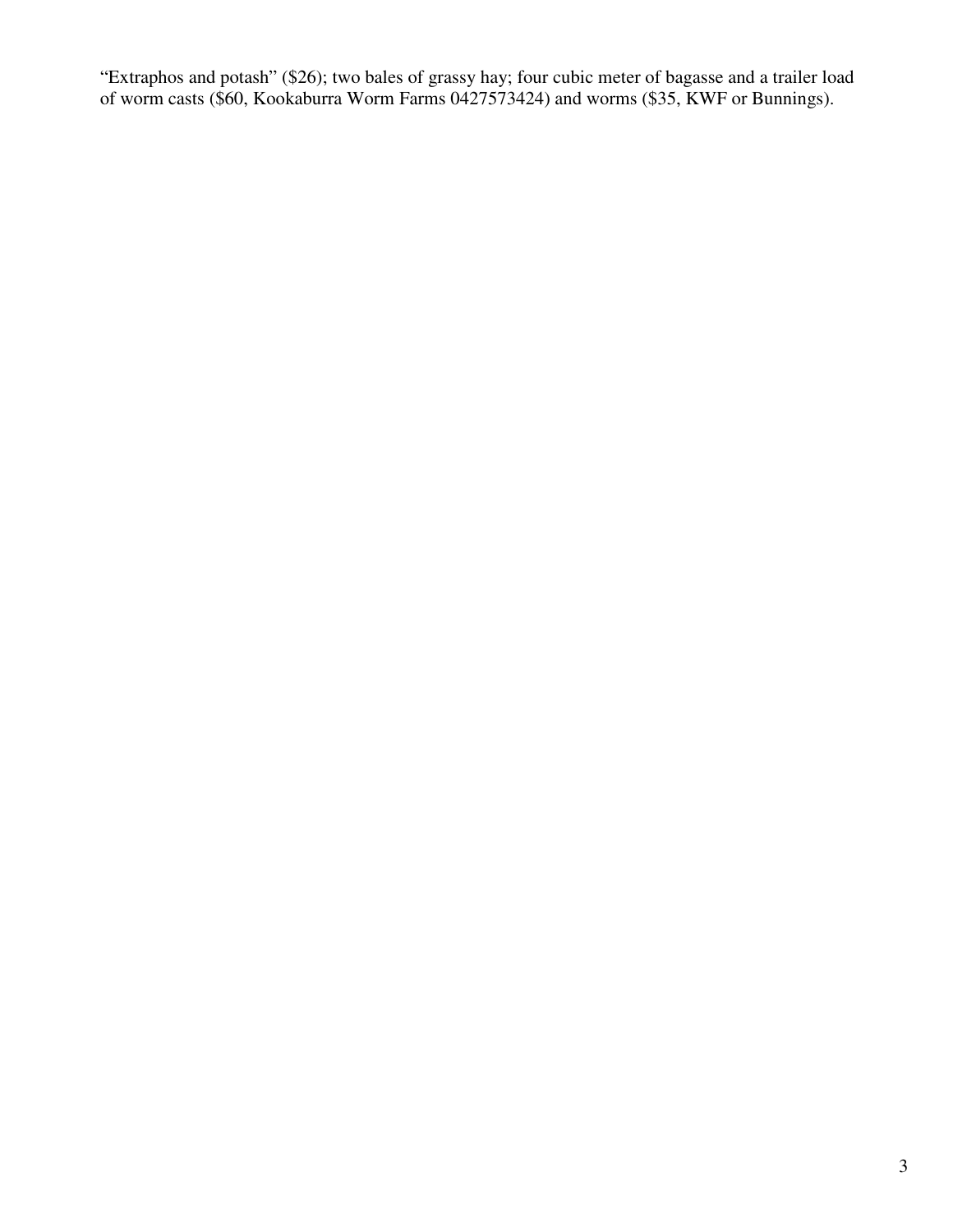“Extraphos and potash” ($26); two bales of grassy hay; four cubic meter of bagasse and a trailer load of worm casts ($60, Kookaburra Worm Farms 0427573424) and worms ($35, KWF or Bunnings).